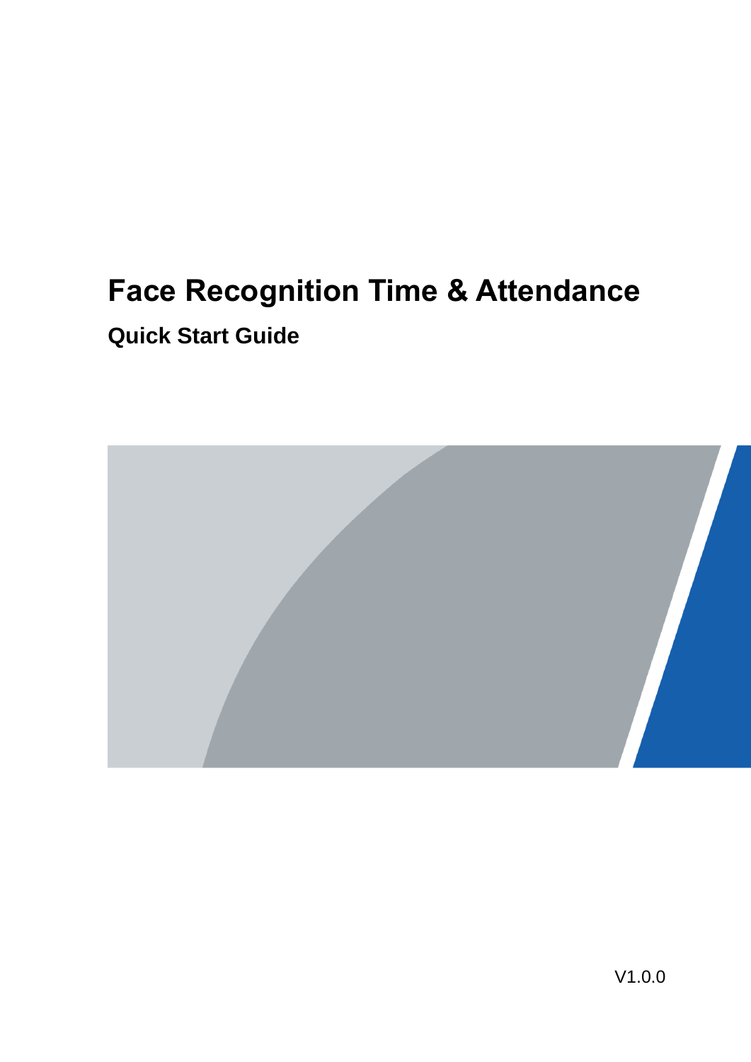# Face Recognition Time & Attendance

## Quick Start Guide

V1.0.0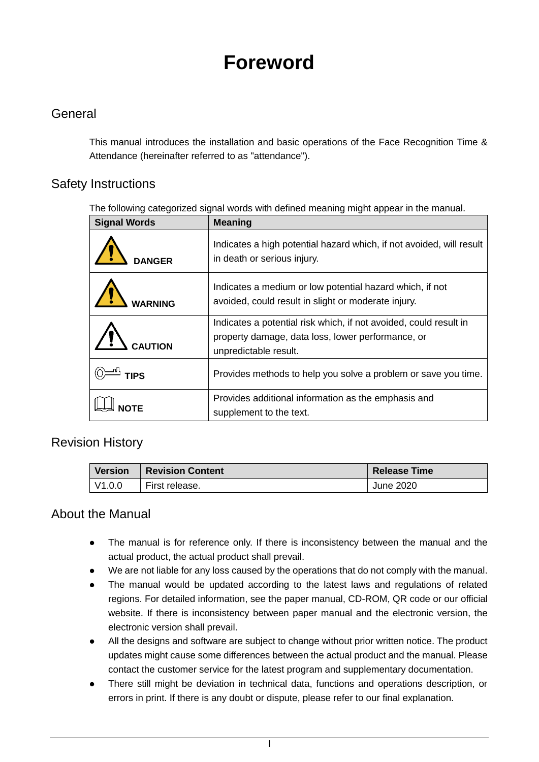# Foreword

## General

This manual introduces the installation and basic operations of the Face Recognition Time & Attendance (hereinafter referred to as "attendance").

## Safety Instructions

The following categorized signal words with defined meaning might appear in the manual.

| Signal Words | Meaning |
|---|---|
| DANGER | Indicates a high potential hazard which, if not avoided, will result in death or serious injury. |
| WARNING | Indicates a medium or low potential hazard which, if not avoided, could result in slight or moderate injury. |
| CAUTION | Indicates a potential risk which, if not avoided, could result in property damage, data loss, lower performance, or unpredictable result. |
| TIPS | Provides methods to help you solve a problem or save you time. |
| NOTE | Provides additional information as the emphasis and supplement to the text. |

## Revision History

| Version | Revision Content | Release Time |
|---|---|---|
| V1.0.0 | First release. | June 2020 |

## About the Manual

- The manual is for reference only. If there is inconsistency between the manual and the actual product, the actual product shall prevail.
- We are not liable for any loss caused by the operations that do not comply with the manual.
- The manual would be updated according to the latest laws and regulations of related regions. For detailed information, see the paper manual, CD-ROM, QR code or our official website. If there is inconsistency between paper manual and the electronic version, the electronic version shall prevail.
- All the designs and software are subject to change without prior written notice. The product updates might cause some differences between the actual product and the manual. Please contact the customer service for the latest program and supplementary documentation.
- There still might be deviation in technical data, functions and operations description, or errors in print. If there is any doubt or dispute, please refer to our final explanation.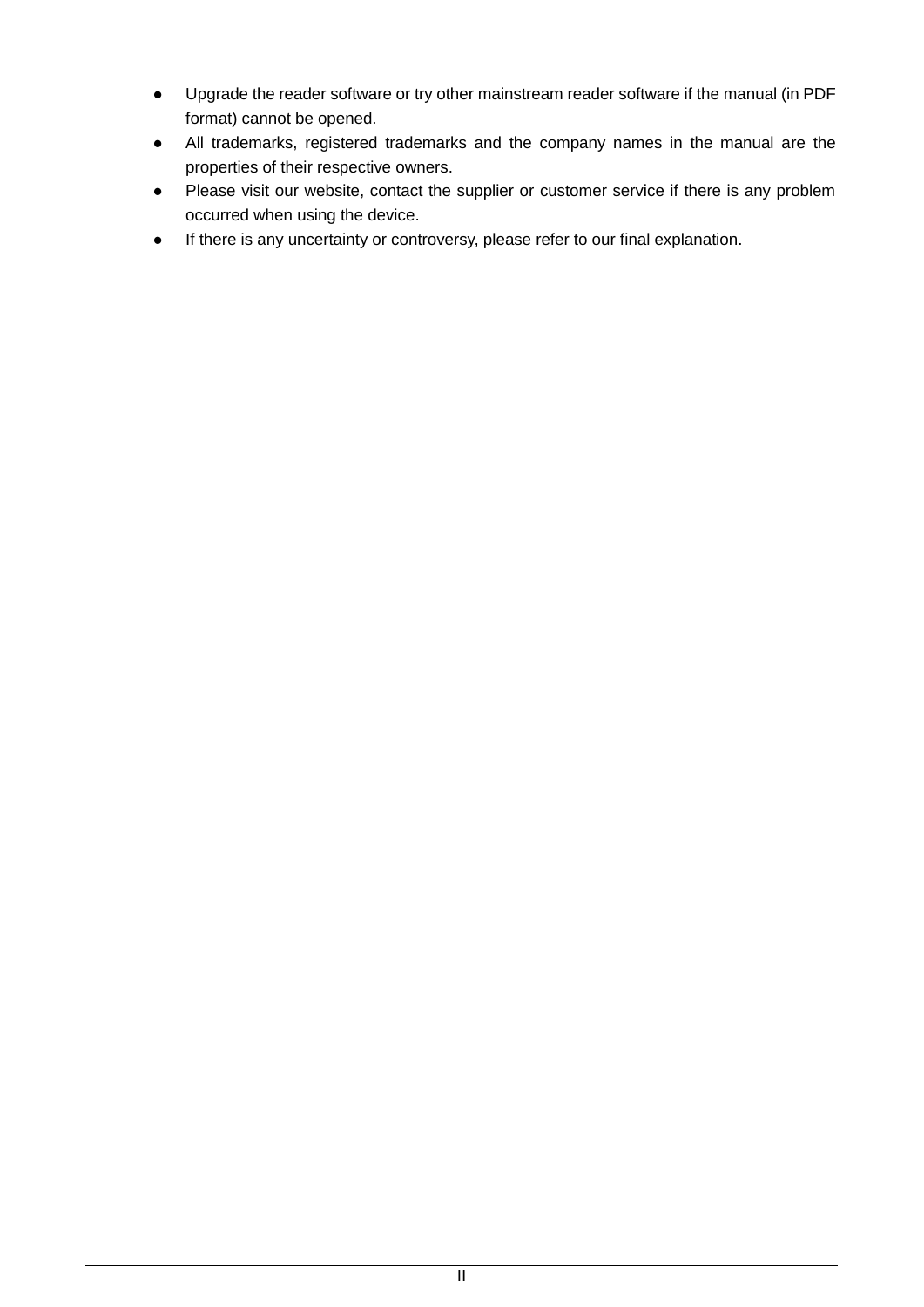- Upgrade the reader software or try other mainstream reader software if the manual (in PDF format) cannot be opened.
- All trademarks, registered trademarks and the company names in the manual are the properties of their respective owners.
- Please visit our website, contact the supplier or customer service if there is any problem occurred when using the device.
- If there is any uncertainty or controversy, please refer to our final explanation.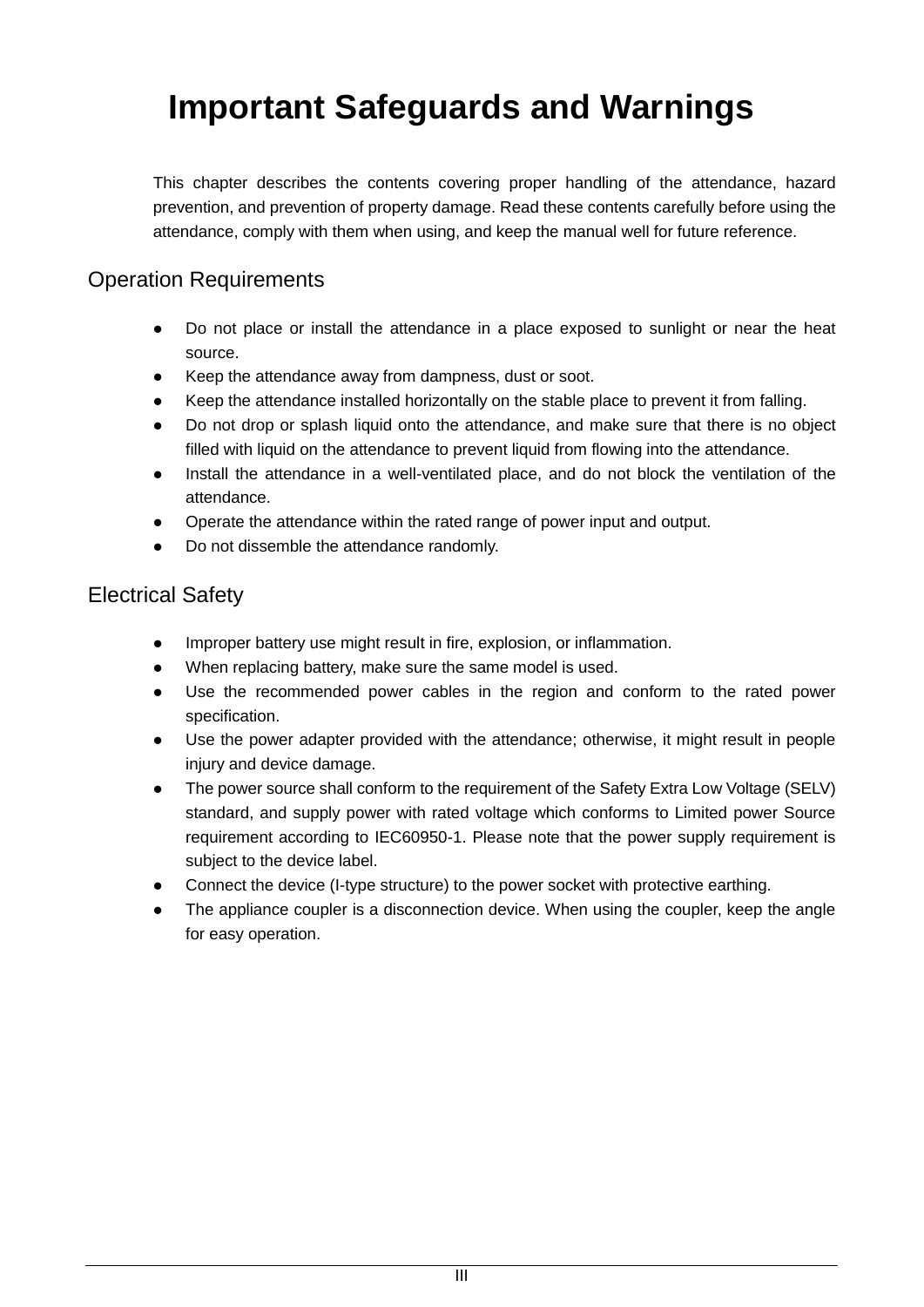# Important Safeguards and Warnings

This chapter describes the contents covering proper handling of the attendance, hazard prevention, and prevention of property damage. Read these contents carefully before using the attendance, comply with them when using, and keep the manual well for future reference.

## Operation Requirements

- Do not place or install the attendance in a place exposed to sunlight or near the heat source.
- Keep the attendance away from dampness, dust or soot.
- Keep the attendance installed horizontally on the stable place to prevent it from falling.
- Do not drop or splash liquid onto the attendance, and make sure that there is no object filled with liquid on the attendance to prevent liquid from flowing into the attendance.
- Install the attendance in a well-ventilated place, and do not block the ventilation of the attendance.
- Operate the attendance within the rated range of power input and output.
- Do not dissemble the attendance randomly.

## Electrical Safety

- Improper battery use might result in fire, explosion, or inflammation.
- When replacing battery, make sure the same model is used.
- Use the recommended power cables in the region and conform to the rated power specification.
- Use the power adapter provided with the attendance; otherwise, it might result in people injury and device damage.
- The power source shall conform to the requirement of the Safety Extra Low Voltage (SELV) standard, and supply power with rated voltage which conforms to Limited power Source requirement according to IEC60950-1. Please note that the power supply requirement is subject to the device label.
- Connect the device (I-type structure) to the power socket with protective earthing.
- The appliance coupler is a disconnection device. When using the coupler, keep the angle for easy operation.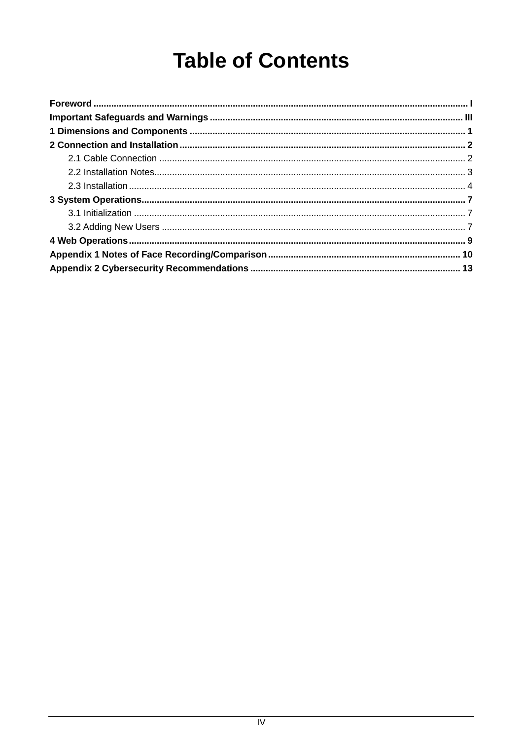# Table of Contents

**Foreword** ........................................................................................................................................ I
**Important Safeguards and Warnings** ......................................................................................... III
**1 Dimensions and Components** ..................................................................................................... 1
**2 Connection and Installation** ........................................................................................................ 2
- 2.1 Cable Connection ...................................................................................................................... 2
- 2.2 Installation Notes........................................................................................................................ 3
- 2.3 Installation ................................................................................................................................. 4

**3 System Operations**......................................................................................................................... 7
- 3.1 Initialization ................................................................................................................................ 7
- 3.2 Adding New Users ..................................................................................................................... 7

**4 Web Operations**.............................................................................................................................. 9
**Appendix 1 Notes of Face Recording/Comparison**....................................................................... 10
**Appendix 2 Cybersecurity Recommendations** .............................................................................. 13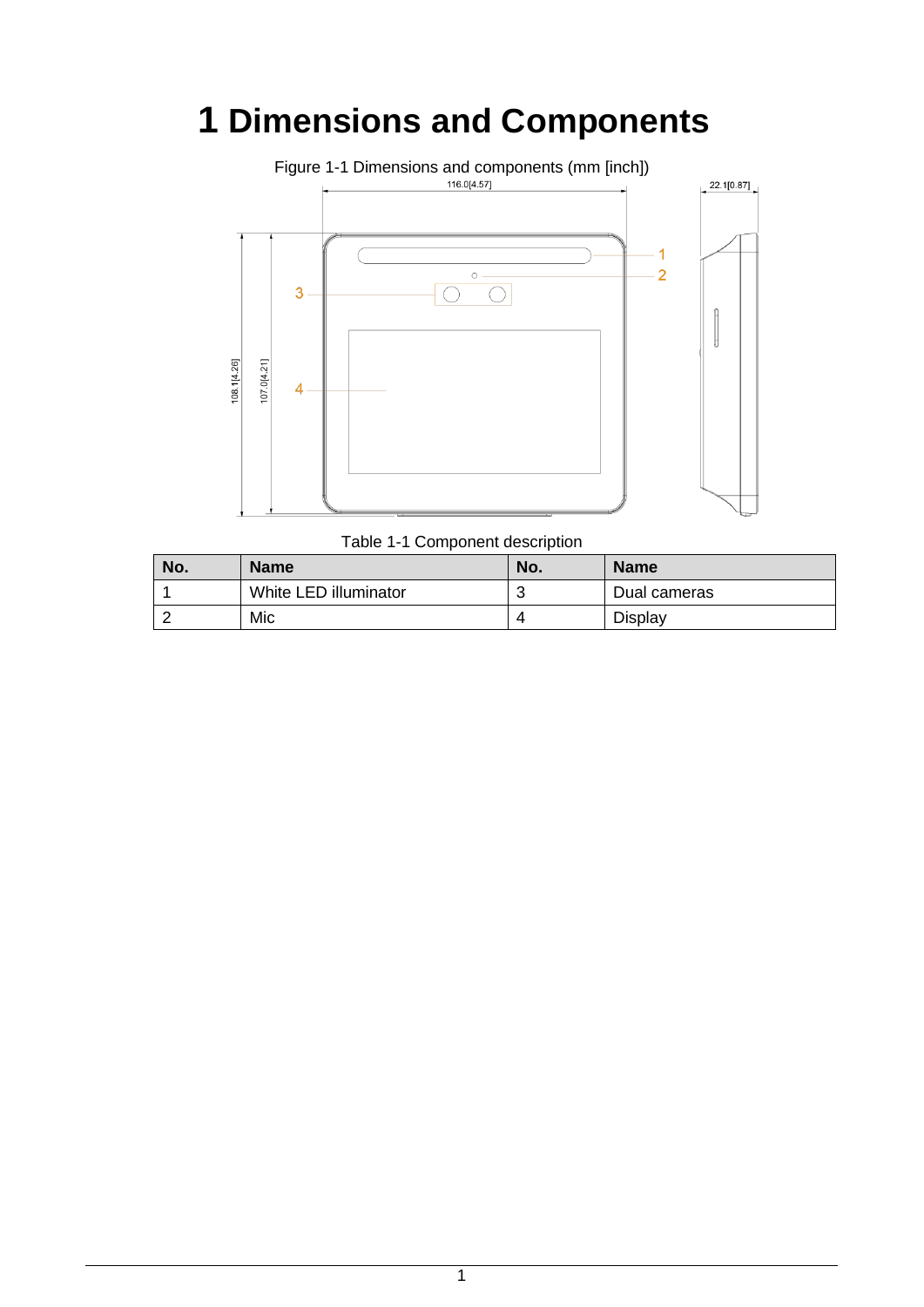# 1 Dimensions and Components

Figure 1-1 Dimensions and components (mm [inch])

Table 1-1 Component description

| No. | Name | No. | Name |
|---|---|---|---|
| 1 | White LED illuminator | 3 | Dual cameras |
| 2 | Mic | 4 | Display |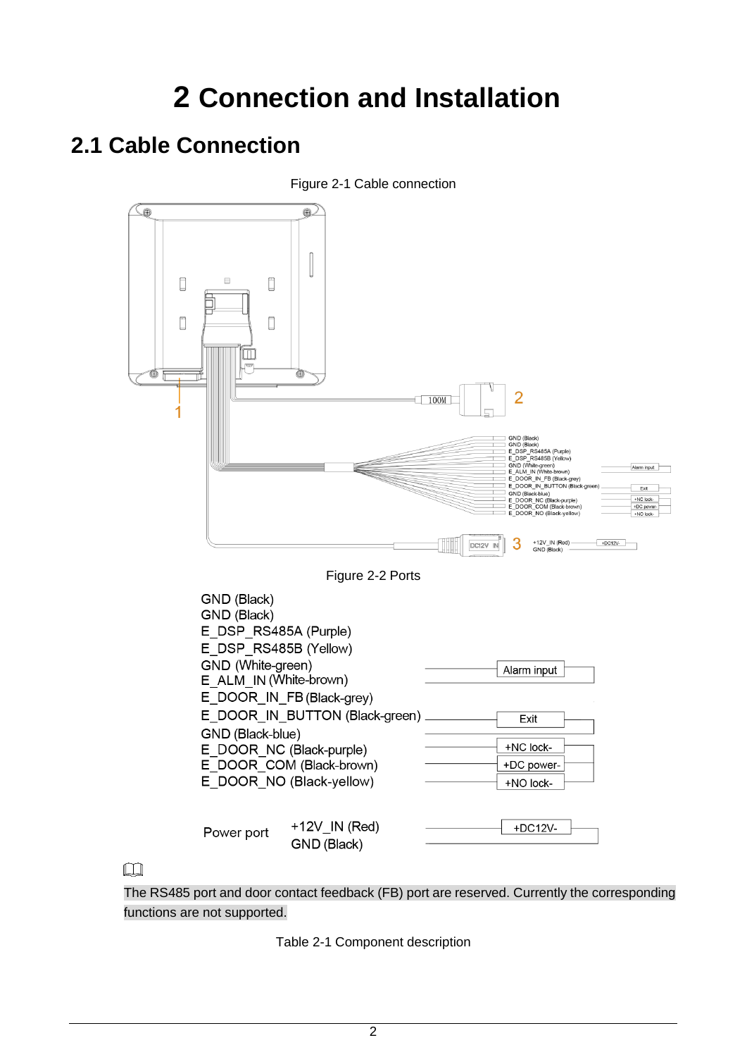# 2 Connection and Installation

## 2.1 Cable Connection

Figure 2-1 Cable connection

Figure 2-2 Ports

GND (Black)
GND (Black)
E_DSP_RS485A (Purple)
E_DSP_RS485B (Yellow)
GND (White-green)
E_ALM_IN (White-brown) — Alarm input
E_DOOR_IN_FB (Black-grey)
E_DOOR_IN_BUTTON (Black-green) — Exit
GND (Black-blue)
E_DOOR_NC (Black-purple) — +NC lock-
E_DOOR_COM (Black-brown) — +DC power-
E_DOOR_NO (Black-yellow) — +NO lock-

Power port: +12V_IN (Red), GND (Black) — +DC12V-

The RS485 port and door contact feedback (FB) port are reserved. Currently the corresponding functions are not supported.

Table 2-1 Component description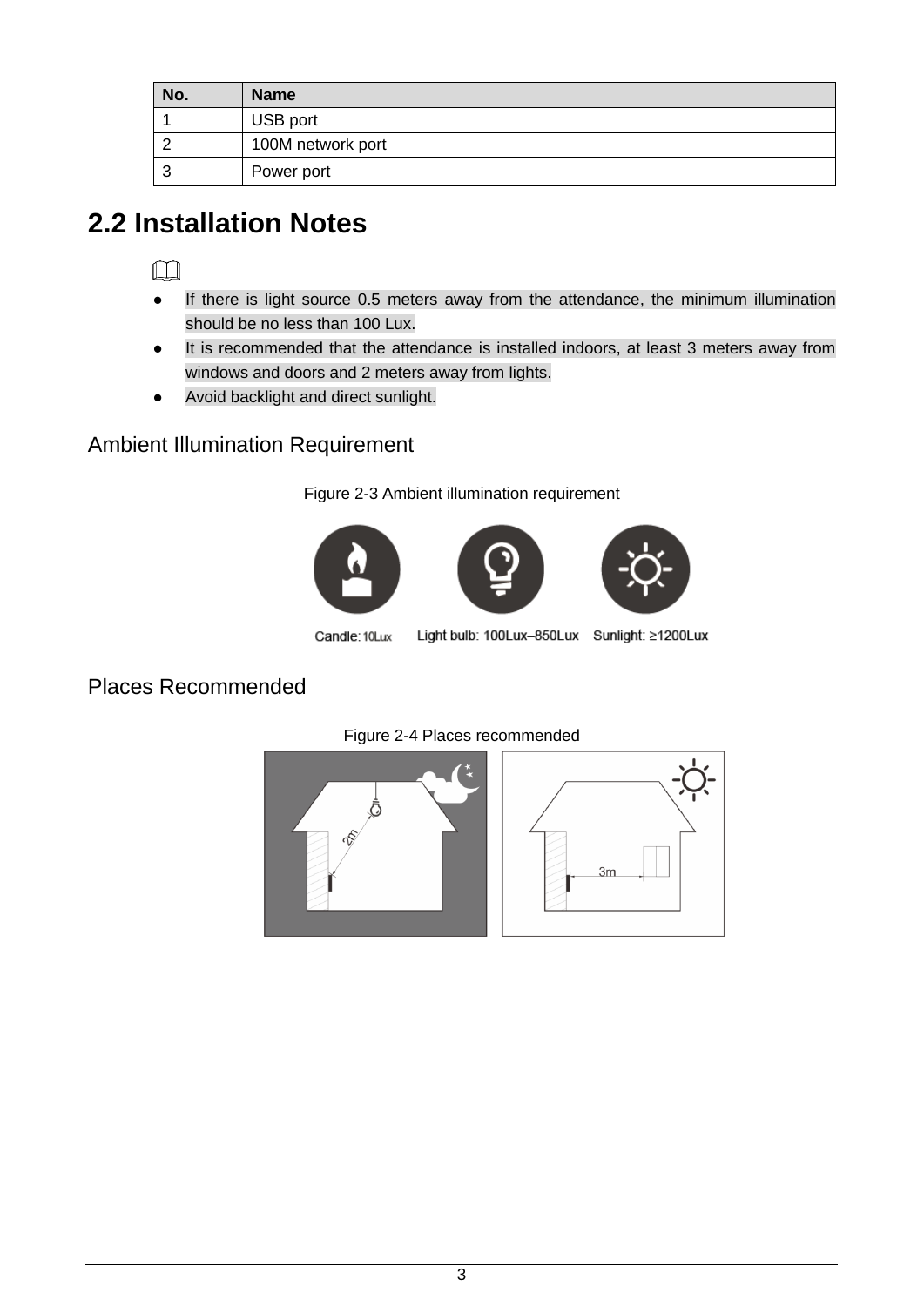| No. | Name |
| --- | --- |
| 1 | USB port |
| 2 | 100M network port |
| 3 | Power port |

## 2.2 Installation Notes

- If there is light source 0.5 meters away from the attendance, the minimum illumination should be no less than 100 Lux.
- It is recommended that the attendance is installed indoors, at least 3 meters away from windows and doors and 2 meters away from lights.
- Avoid backlight and direct sunlight.

### Ambient Illumination Requirement

Figure 2-3 Ambient illumination requirement

Candle: 10Lux    Light bulb: 100Lux–850Lux    Sunlight: ≥1200Lux

### Places Recommended

Figure 2-4 Places recommended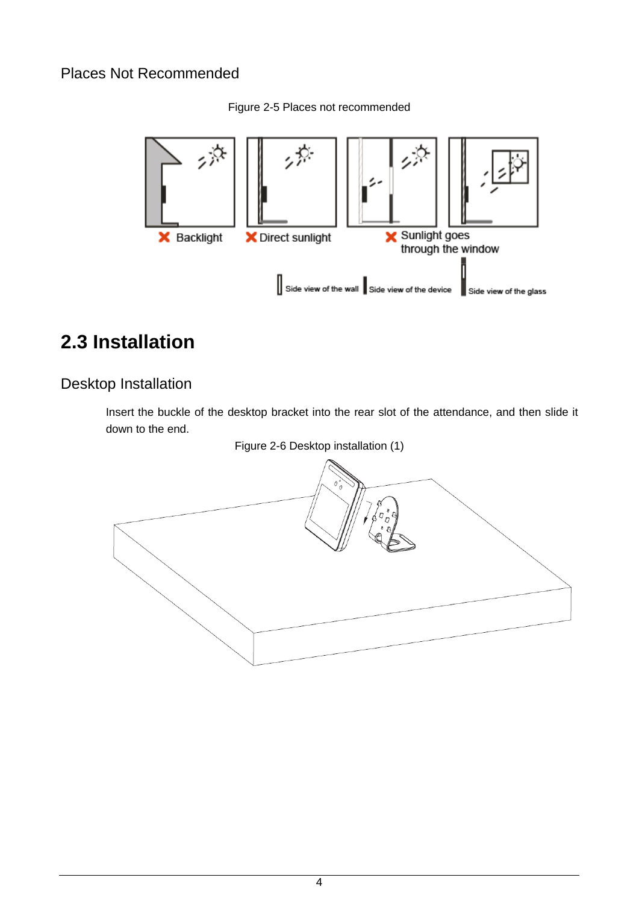### Places Not Recommended

Figure 2-5 Places not recommended

## 2.3 Installation

### Desktop Installation

Insert the buckle of the desktop bracket into the rear slot of the attendance, and then slide it down to the end.

Figure 2-6 Desktop installation (1)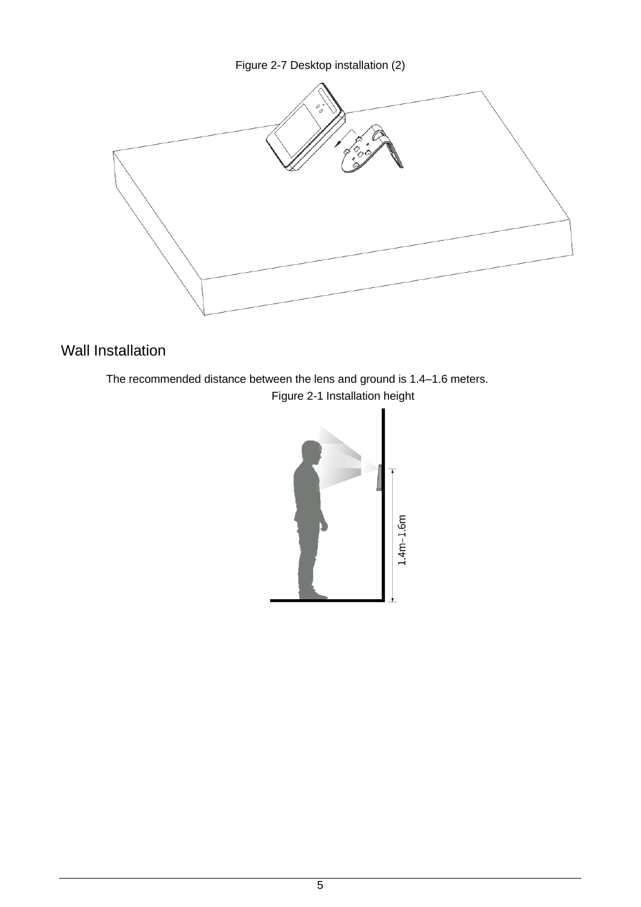Figure 2-7 Desktop installation (2)

## Wall Installation

The recommended distance between the lens and ground is 1.4–1.6 meters.

Figure 2-1 Installation height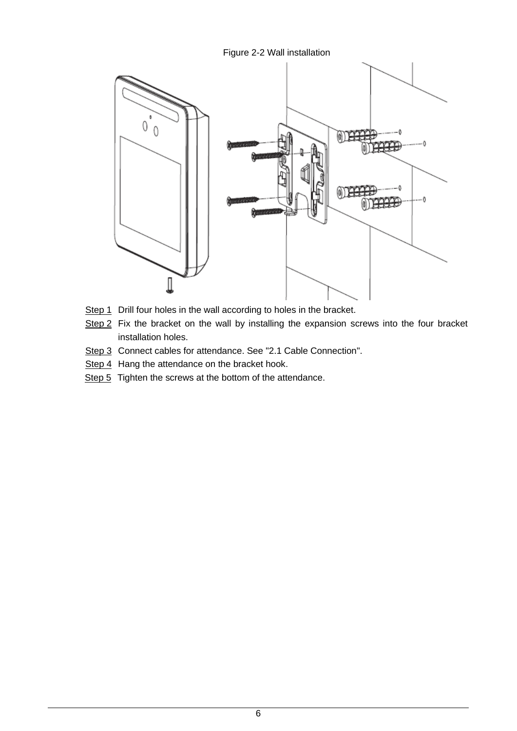Figure 2-2 Wall installation

Step 1 Drill four holes in the wall according to holes in the bracket.

Step 2 Fix the bracket on the wall by installing the expansion screws into the four bracket installation holes.

Step 3 Connect cables for attendance. See "2.1 Cable Connection".

Step 4 Hang the attendance on the bracket hook.

Step 5 Tighten the screws at the bottom of the attendance.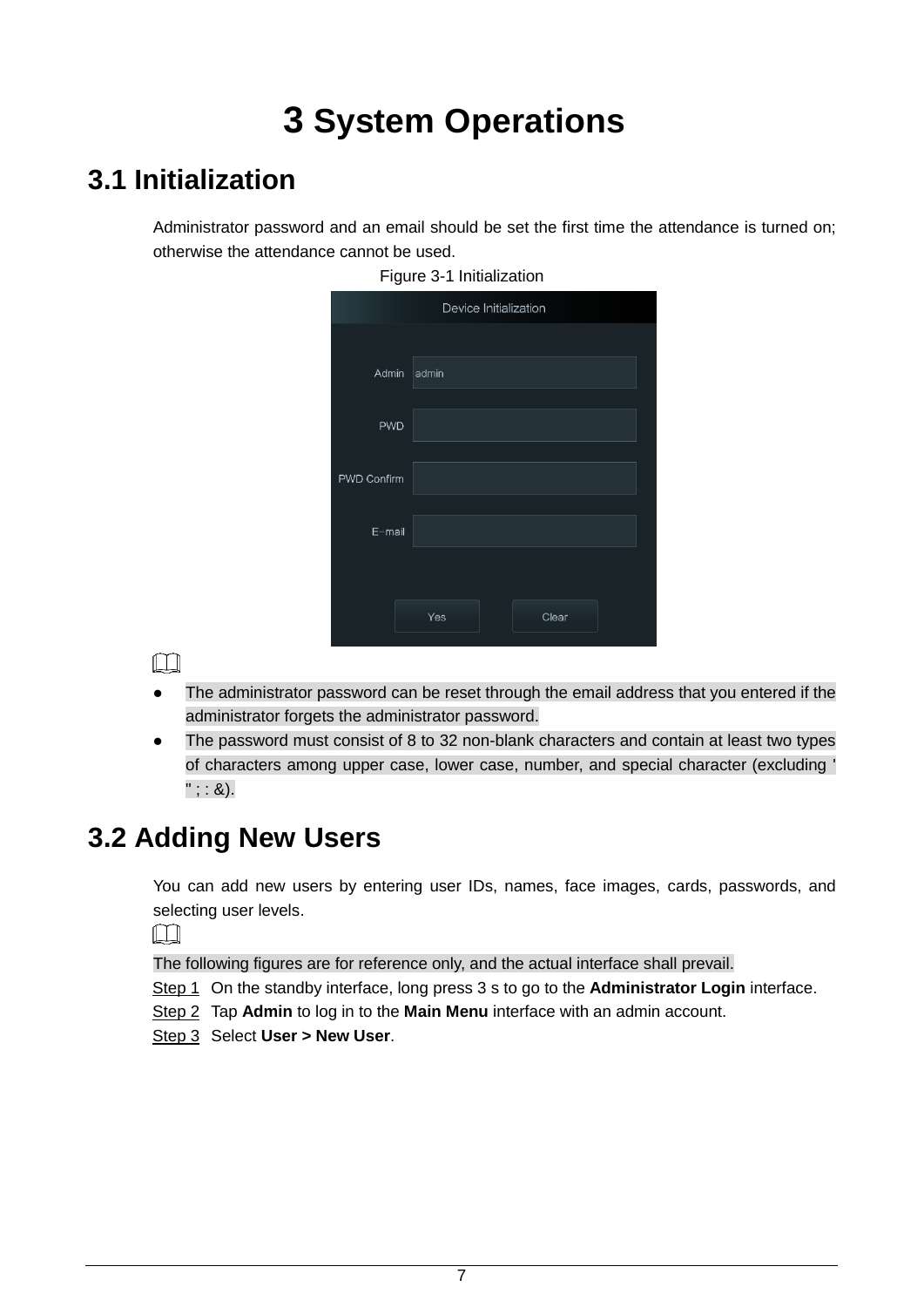# 3 System Operations

## 3.1 Initialization

Administrator password and an email should be set the first time the attendance is turned on; otherwise the attendance cannot be used.

Figure 3-1 Initialization

- The administrator password can be reset through the email address that you entered if the administrator forgets the administrator password.
- The password must consist of 8 to 32 non-blank characters and contain at least two types of characters among upper case, lower case, number, and special character (excluding ' " ; : &).

## 3.2 Adding New Users

You can add new users by entering user IDs, names, face images, cards, passwords, and selecting user levels.

The following figures are for reference only, and the actual interface shall prevail.

Step 1 On the standby interface, long press 3 s to go to the **Administrator Login** interface.

Step 2 Tap **Admin** to log in to the **Main Menu** interface with an admin account.

Step 3 Select **User > New User**.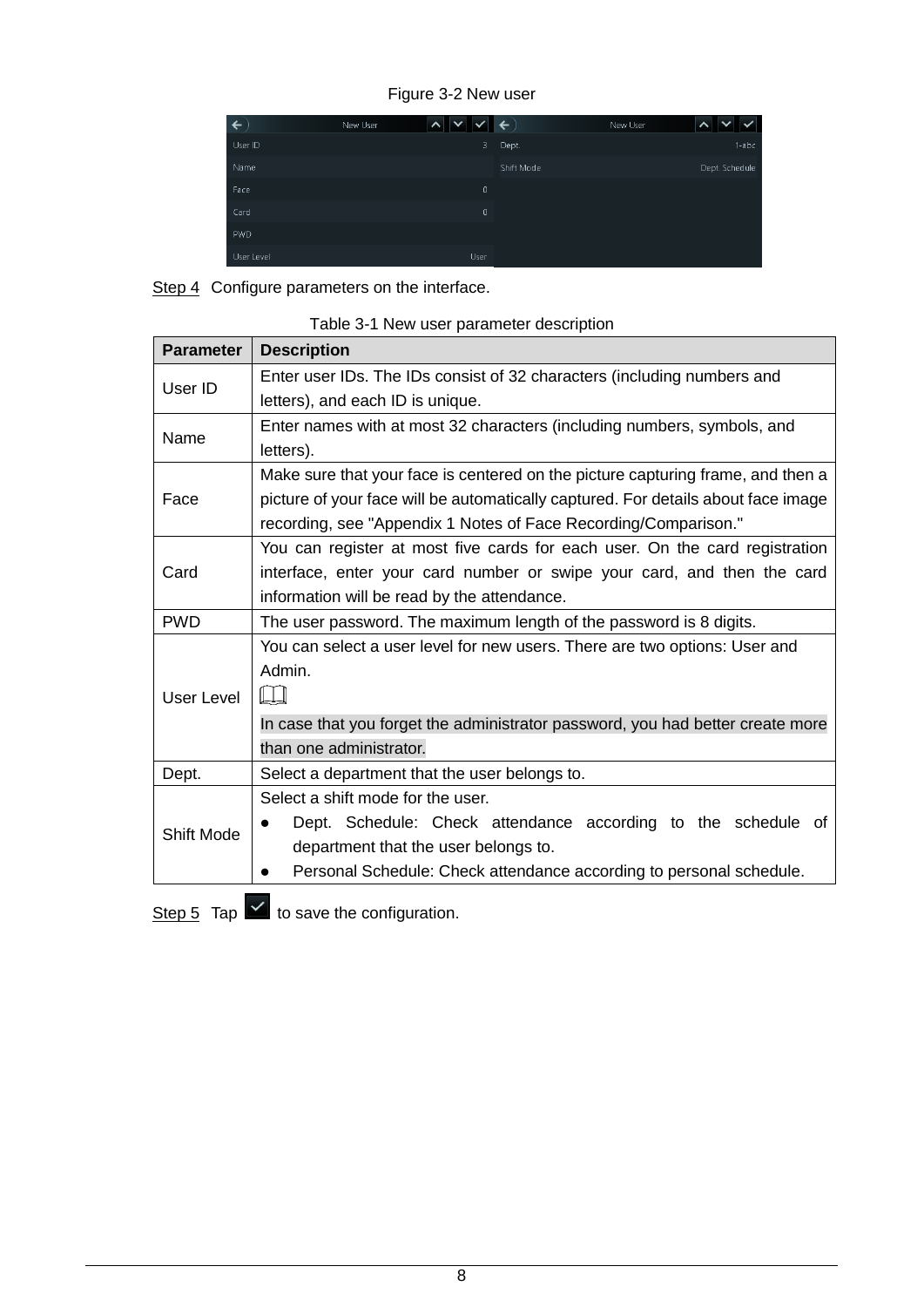Figure 3-2 New user

Step 4 Configure parameters on the interface.

Table 3-1 New user parameter description

| Parameter | Description |
|---|---|
| User ID | Enter user IDs. The IDs consist of 32 characters (including numbers and letters), and each ID is unique. |
| Name | Enter names with at most 32 characters (including numbers, symbols, and letters). |
| Face | Make sure that your face is centered on the picture capturing frame, and then a picture of your face will be automatically captured. For details about face image recording, see "Appendix 1 Notes of Face Recording/Comparison." |
| Card | You can register at most five cards for each user. On the card registration interface, enter your card number or swipe your card, and then the card information will be read by the attendance. |
| PWD | The user password. The maximum length of the password is 8 digits. |
| User Level | You can select a user level for new users. There are two options: User and Admin.<br>In case that you forget the administrator password, you had better create more than one administrator. |
| Dept. | Select a department that the user belongs to. |
| Shift Mode | Select a shift mode for the user.<br>● Dept. Schedule: Check attendance according to the schedule of department that the user belongs to.<br>● Personal Schedule: Check attendance according to personal schedule. |

Step 5 Tap ✓ to save the configuration.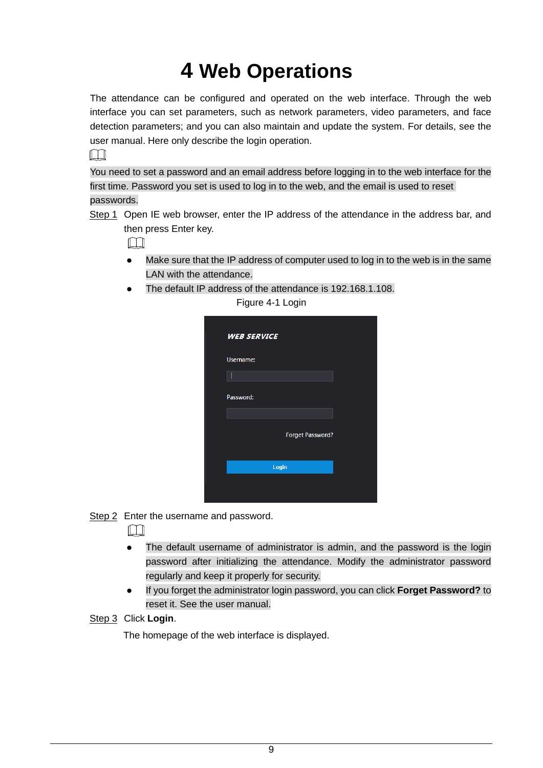# 4 Web Operations

The attendance can be configured and operated on the web interface. Through the web interface you can set parameters, such as network parameters, video parameters, and face detection parameters; and you can also maintain and update the system. For details, see the user manual. Here only describe the login operation.

You need to set a password and an email address before logging in to the web interface for the first time. Password you set is used to log in to the web, and the email is used to reset passwords.

Step 1 Open IE web browser, enter the IP address of the attendance in the address bar, and then press Enter key.

- Make sure that the IP address of computer used to log in to the web is in the same LAN with the attendance.
- The default IP address of the attendance is 192.168.1.108.

Figure 4-1 Login

Step 2 Enter the username and password.

- The default username of administrator is admin, and the password is the login password after initializing the attendance. Modify the administrator password regularly and keep it properly for security.
- If you forget the administrator login password, you can click **Forget Password?** to reset it. See the user manual.

Step 3 Click **Login**.

The homepage of the web interface is displayed.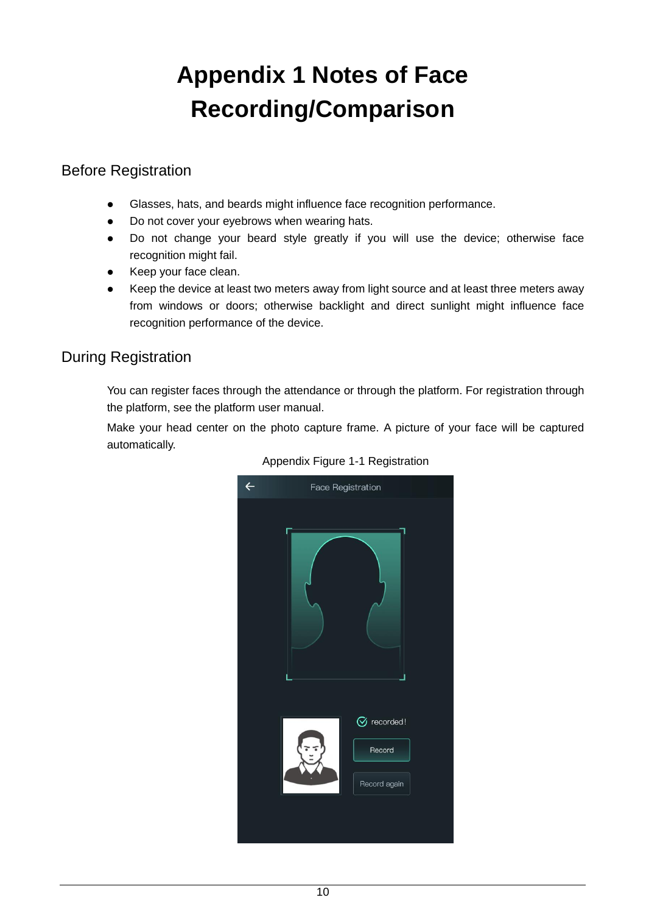# Appendix 1 Notes of Face Recording/Comparison

## Before Registration

- Glasses, hats, and beards might influence face recognition performance.
- Do not cover your eyebrows when wearing hats.
- Do not change your beard style greatly if you will use the device; otherwise face recognition might fail.
- Keep your face clean.
- Keep the device at least two meters away from light source and at least three meters away from windows or doors; otherwise backlight and direct sunlight might influence face recognition performance of the device.

## During Registration

You can register faces through the attendance or through the platform. For registration through the platform, see the platform user manual.

Make your head center on the photo capture frame. A picture of your face will be captured automatically.

Appendix Figure 1-1 Registration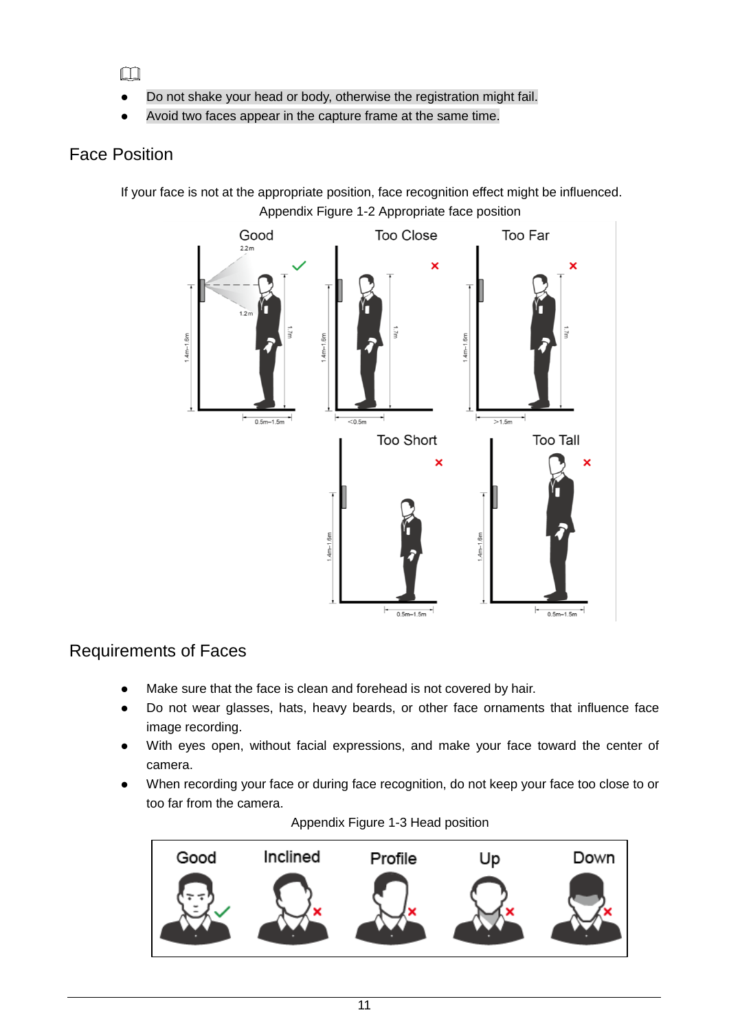- Do not shake your head or body, otherwise the registration might fail.
- Avoid two faces appear in the capture frame at the same time.

## Face Position

If your face is not at the appropriate position, face recognition effect might be influenced.

Appendix Figure 1-2 Appropriate face position

## Requirements of Faces

- Make sure that the face is clean and forehead is not covered by hair.
- Do not wear glasses, hats, heavy beards, or other face ornaments that influence face image recording.
- With eyes open, without facial expressions, and make your face toward the center of camera.
- When recording your face or during face recognition, do not keep your face too close to or too far from the camera.

Appendix Figure 1-3 Head position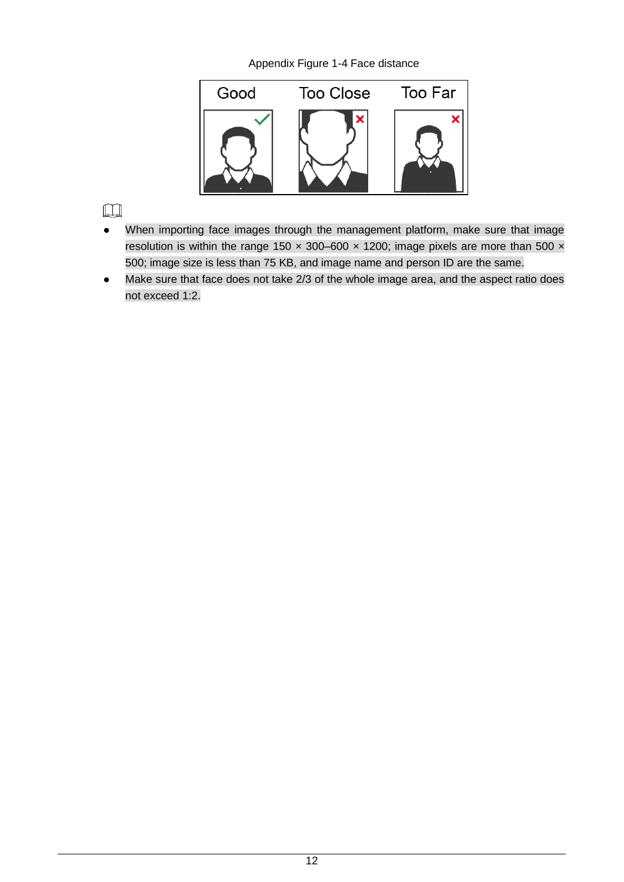Appendix Figure 1-4 Face distance

- When importing face images through the management platform, make sure that image resolution is within the range 150 × 300–600 × 1200; image pixels are more than 500 × 500; image size is less than 75 KB, and image name and person ID are the same.
- Make sure that face does not take 2/3 of the whole image area, and the aspect ratio does not exceed 1:2.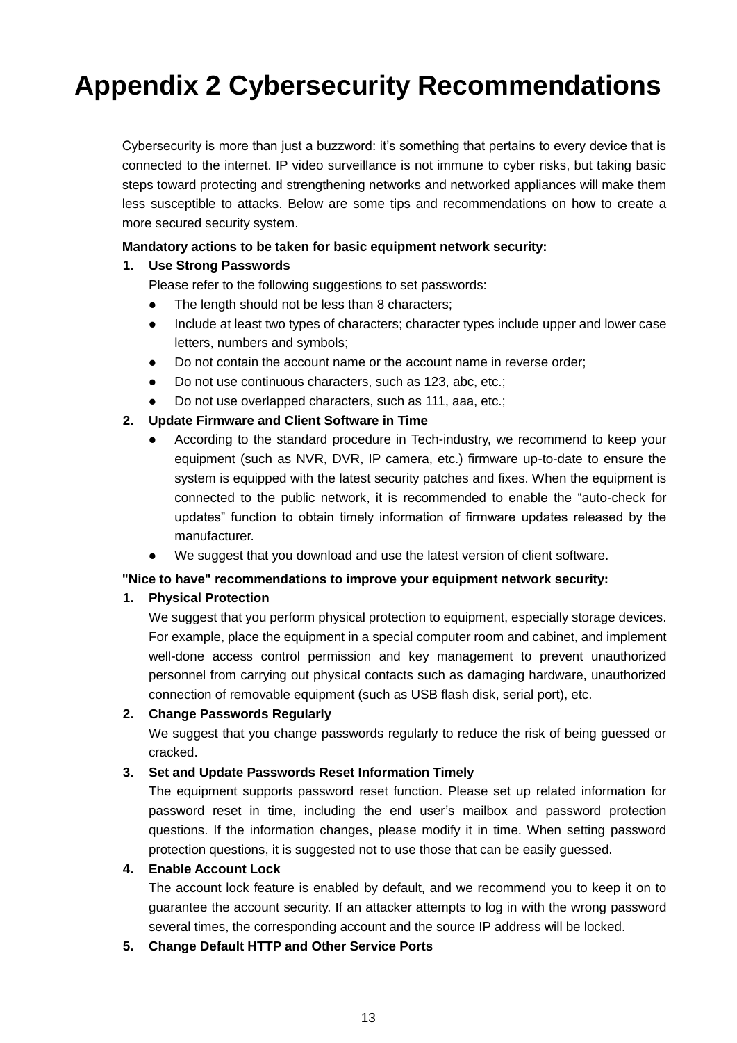# Appendix 2 Cybersecurity Recommendations

Cybersecurity is more than just a buzzword: it's something that pertains to every device that is connected to the internet. IP video surveillance is not immune to cyber risks, but taking basic steps toward protecting and strengthening networks and networked appliances will make them less susceptible to attacks. Below are some tips and recommendations on how to create a more secured security system.

**Mandatory actions to be taken for basic equipment network security:**

1. **Use Strong Passwords**

   Please refer to the following suggestions to set passwords:

   - The length should not be less than 8 characters;
   - Include at least two types of characters; character types include upper and lower case letters, numbers and symbols;
   - Do not contain the account name or the account name in reverse order;
   - Do not use continuous characters, such as 123, abc, etc.;
   - Do not use overlapped characters, such as 111, aaa, etc.;

2. **Update Firmware and Client Software in Time**

   - According to the standard procedure in Tech-industry, we recommend to keep your equipment (such as NVR, DVR, IP camera, etc.) firmware up-to-date to ensure the system is equipped with the latest security patches and fixes. When the equipment is connected to the public network, it is recommended to enable the "auto-check for updates" function to obtain timely information of firmware updates released by the manufacturer.
   - We suggest that you download and use the latest version of client software.

**"Nice to have" recommendations to improve your equipment network security:**

1. **Physical Protection**

   We suggest that you perform physical protection to equipment, especially storage devices. For example, place the equipment in a special computer room and cabinet, and implement well-done access control permission and key management to prevent unauthorized personnel from carrying out physical contacts such as damaging hardware, unauthorized connection of removable equipment (such as USB flash disk, serial port), etc.

2. **Change Passwords Regularly**

   We suggest that you change passwords regularly to reduce the risk of being guessed or cracked.

3. **Set and Update Passwords Reset Information Timely**

   The equipment supports password reset function. Please set up related information for password reset in time, including the end user's mailbox and password protection questions. If the information changes, please modify it in time. When setting password protection questions, it is suggested not to use those that can be easily guessed.

4. **Enable Account Lock**

   The account lock feature is enabled by default, and we recommend you to keep it on to guarantee the account security. If an attacker attempts to log in with the wrong password several times, the corresponding account and the source IP address will be locked.

5. **Change Default HTTP and Other Service Ports**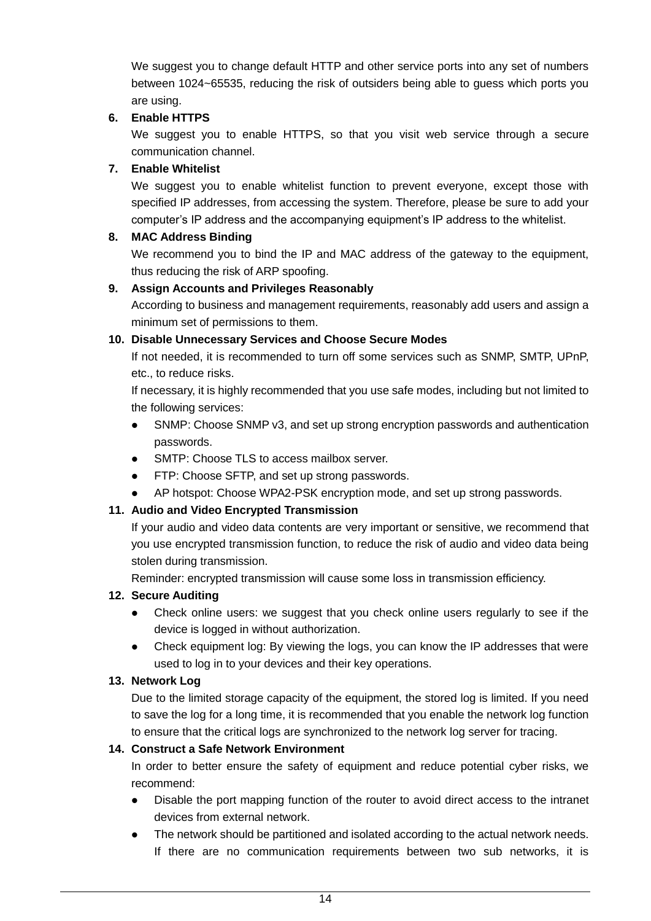We suggest you to change default HTTP and other service ports into any set of numbers between 1024~65535, reducing the risk of outsiders being able to guess which ports you are using.

6. **Enable HTTPS**

   We suggest you to enable HTTPS, so that you visit web service through a secure communication channel.

7. **Enable Whitelist**

   We suggest you to enable whitelist function to prevent everyone, except those with specified IP addresses, from accessing the system. Therefore, please be sure to add your computer's IP address and the accompanying equipment's IP address to the whitelist.

8. **MAC Address Binding**

   We recommend you to bind the IP and MAC address of the gateway to the equipment, thus reducing the risk of ARP spoofing.

9. **Assign Accounts and Privileges Reasonably**

   According to business and management requirements, reasonably add users and assign a minimum set of permissions to them.

10. **Disable Unnecessary Services and Choose Secure Modes**

    If not needed, it is recommended to turn off some services such as SNMP, SMTP, UPnP, etc., to reduce risks.

    If necessary, it is highly recommended that you use safe modes, including but not limited to the following services:

    - SNMP: Choose SNMP v3, and set up strong encryption passwords and authentication passwords.
    - SMTP: Choose TLS to access mailbox server.
    - FTP: Choose SFTP, and set up strong passwords.
    - AP hotspot: Choose WPA2-PSK encryption mode, and set up strong passwords.

11. **Audio and Video Encrypted Transmission**

    If your audio and video data contents are very important or sensitive, we recommend that you use encrypted transmission function, to reduce the risk of audio and video data being stolen during transmission.

    Reminder: encrypted transmission will cause some loss in transmission efficiency.

12. **Secure Auditing**

    - Check online users: we suggest that you check online users regularly to see if the device is logged in without authorization.
    - Check equipment log: By viewing the logs, you can know the IP addresses that were used to log in to your devices and their key operations.

13. **Network Log**

    Due to the limited storage capacity of the equipment, the stored log is limited. If you need to save the log for a long time, it is recommended that you enable the network log function to ensure that the critical logs are synchronized to the network log server for tracing.

14. **Construct a Safe Network Environment**

    In order to better ensure the safety of equipment and reduce potential cyber risks, we recommend:

    - Disable the port mapping function of the router to avoid direct access to the intranet devices from external network.
    - The network should be partitioned and isolated according to the actual network needs. If there are no communication requirements between two sub networks, it is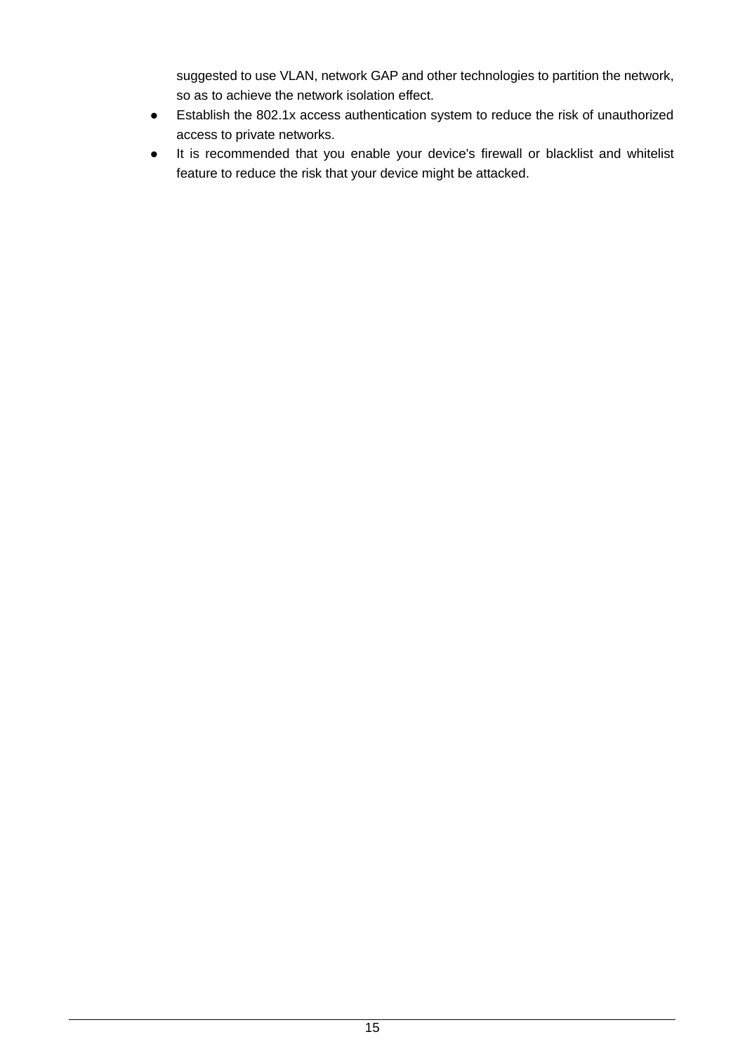suggested to use VLAN, network GAP and other technologies to partition the network, so as to achieve the network isolation effect.

- Establish the 802.1x access authentication system to reduce the risk of unauthorized access to private networks.
- It is recommended that you enable your device's firewall or blacklist and whitelist feature to reduce the risk that your device might be attacked.